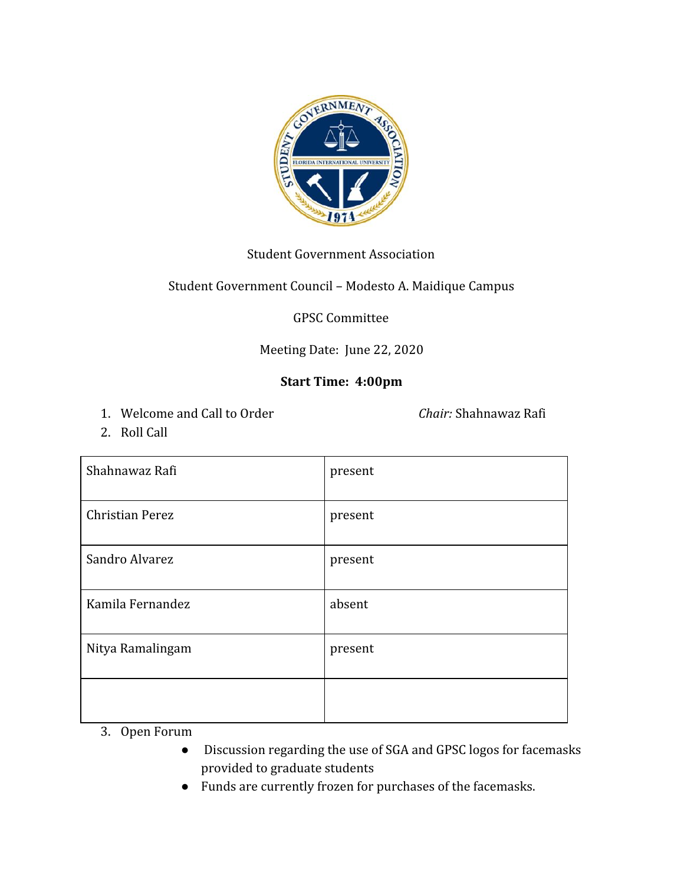Student Government Association

Student Government Council – Modesto A. Maidique Campus

GPSC Committee

Meeting Date: June 22, 2020

**Start Time: 4:00pm**

1. Welcome and Call to Order — *Chair:* Shahnawaz Rafi
2. Roll Call

| | |
|---|---|
| Shahnawaz Rafi | present |
| Christian Perez | present |
| Sandro Alvarez | present |
| Kamila Fernandez | absent |
| Nitya Ramalingam | present |
| | |

3. Open Forum
   - Discussion regarding the use of SGA and GPSC logos for facemasks provided to graduate students
   - Funds are currently frozen for purchases of the facemasks.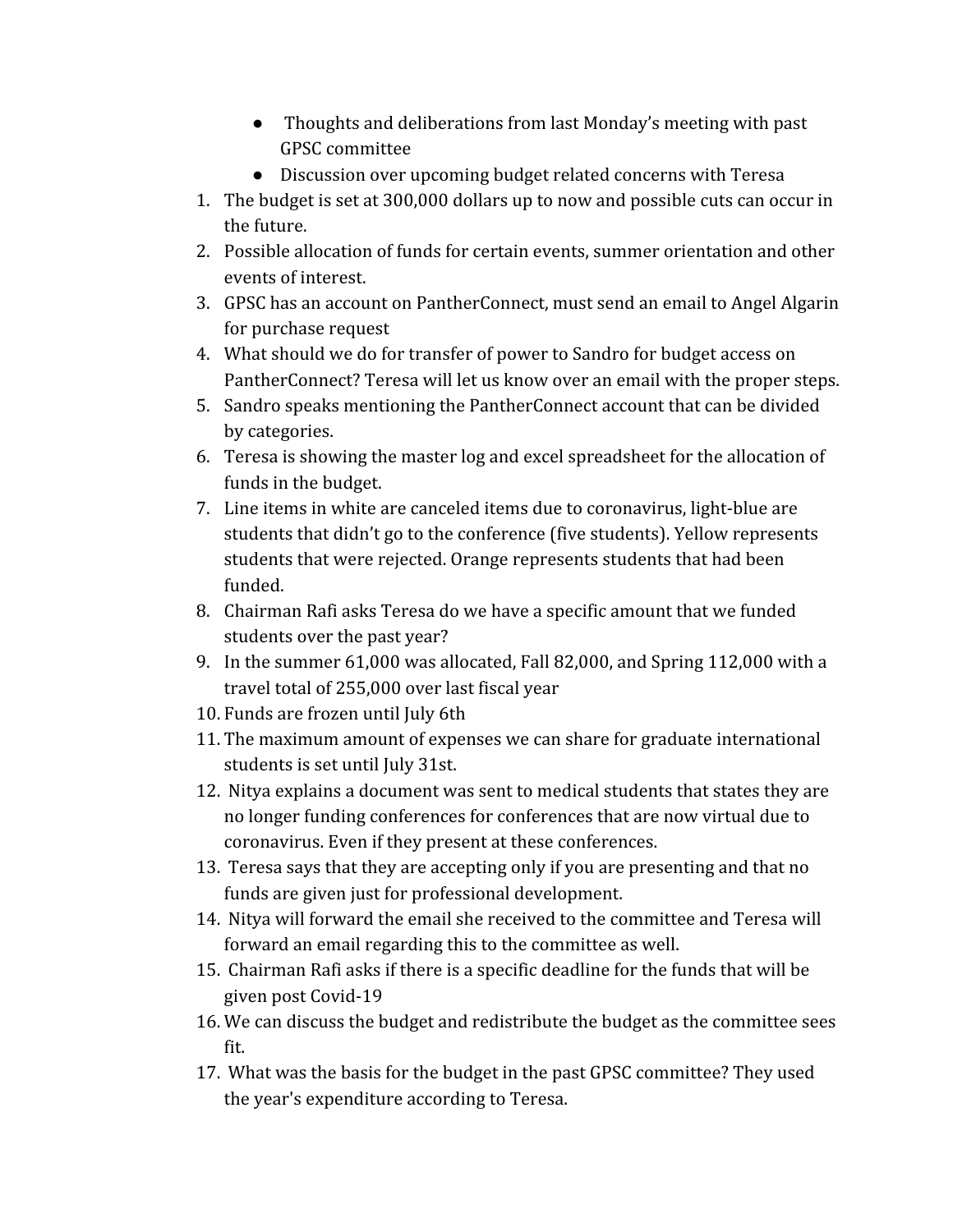- Thoughts and deliberations from last Monday's meeting with past GPSC committee
- Discussion over upcoming budget related concerns with Teresa

1. The budget is set at 300,000 dollars up to now and possible cuts can occur in the future.
2. Possible allocation of funds for certain events, summer orientation and other events of interest.
3. GPSC has an account on PantherConnect, must send an email to Angel Algarin for purchase request
4. What should we do for transfer of power to Sandro for budget access on PantherConnect? Teresa will let us know over an email with the proper steps.
5. Sandro speaks mentioning the PantherConnect account that can be divided by categories.
6. Teresa is showing the master log and excel spreadsheet for the allocation of funds in the budget.
7. Line items in white are canceled items due to coronavirus, light-blue are students that didn't go to the conference (five students). Yellow represents students that were rejected. Orange represents students that had been funded.
8. Chairman Rafi asks Teresa do we have a specific amount that we funded students over the past year?
9. In the summer 61,000 was allocated, Fall 82,000, and Spring 112,000 with a travel total of 255,000 over last fiscal year
10. Funds are frozen until July 6th
11. The maximum amount of expenses we can share for graduate international students is set until July 31st.
12. Nitya explains a document was sent to medical students that states they are no longer funding conferences for conferences that are now virtual due to coronavirus. Even if they present at these conferences.
13. Teresa says that they are accepting only if you are presenting and that no funds are given just for professional development.
14. Nitya will forward the email she received to the committee and Teresa will forward an email regarding this to the committee as well.
15. Chairman Rafi asks if there is a specific deadline for the funds that will be given post Covid-19
16. We can discuss the budget and redistribute the budget as the committee sees fit.
17. What was the basis for the budget in the past GPSC committee? They used the year's expenditure according to Teresa.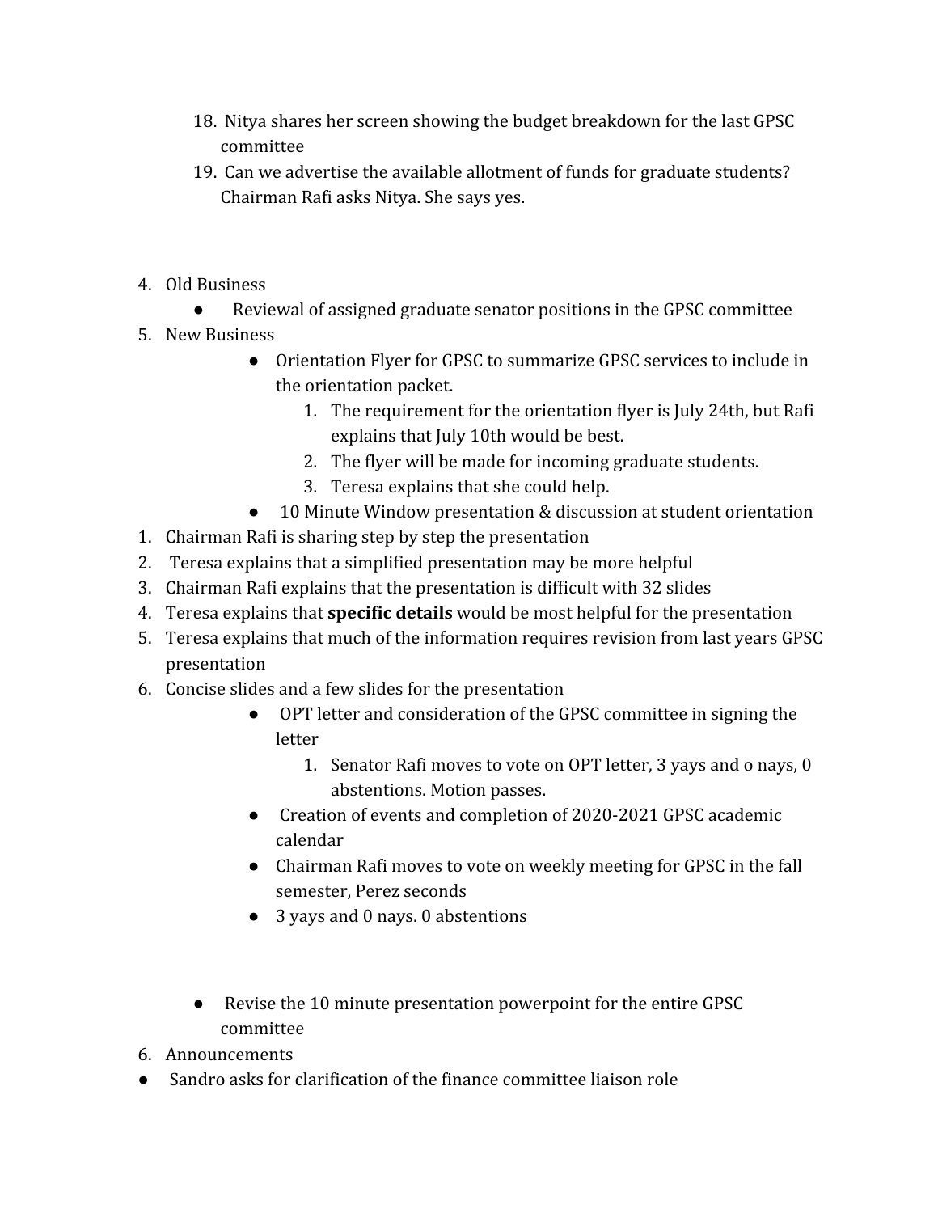18. Nitya shares her screen showing the budget breakdown for the last GPSC committee
19. Can we advertise the available allotment of funds for graduate students? Chairman Rafi asks Nitya. She says yes.

4. Old Business
    - Reviewal of assigned graduate senator positions in the GPSC committee
5. New Business
    - Orientation Flyer for GPSC to summarize GPSC services to include in the orientation packet.
        1. The requirement for the orientation flyer is July 24th, but Rafi explains that July 10th would be best.
        2. The flyer will be made for incoming graduate students.
        3. Teresa explains that she could help.
    - 10 Minute Window presentation & discussion at student orientation

1. Chairman Rafi is sharing step by step the presentation
2. Teresa explains that a simplified presentation may be more helpful
3. Chairman Rafi explains that the presentation is difficult with 32 slides
4. Teresa explains that **specific details** would be most helpful for the presentation
5. Teresa explains that much of the information requires revision from last years GPSC presentation
6. Concise slides and a few slides for the presentation
    - OPT letter and consideration of the GPSC committee in signing the letter
        1. Senator Rafi moves to vote on OPT letter, 3 yays and o nays, 0 abstentions. Motion passes.
    - Creation of events and completion of 2020-2021 GPSC academic calendar
    - Chairman Rafi moves to vote on weekly meeting for GPSC in the fall semester, Perez seconds
    - 3 yays and 0 nays. 0 abstentions

- Revise the 10 minute presentation powerpoint for the entire GPSC committee

6. Announcements

- Sandro asks for clarification of the finance committee liaison role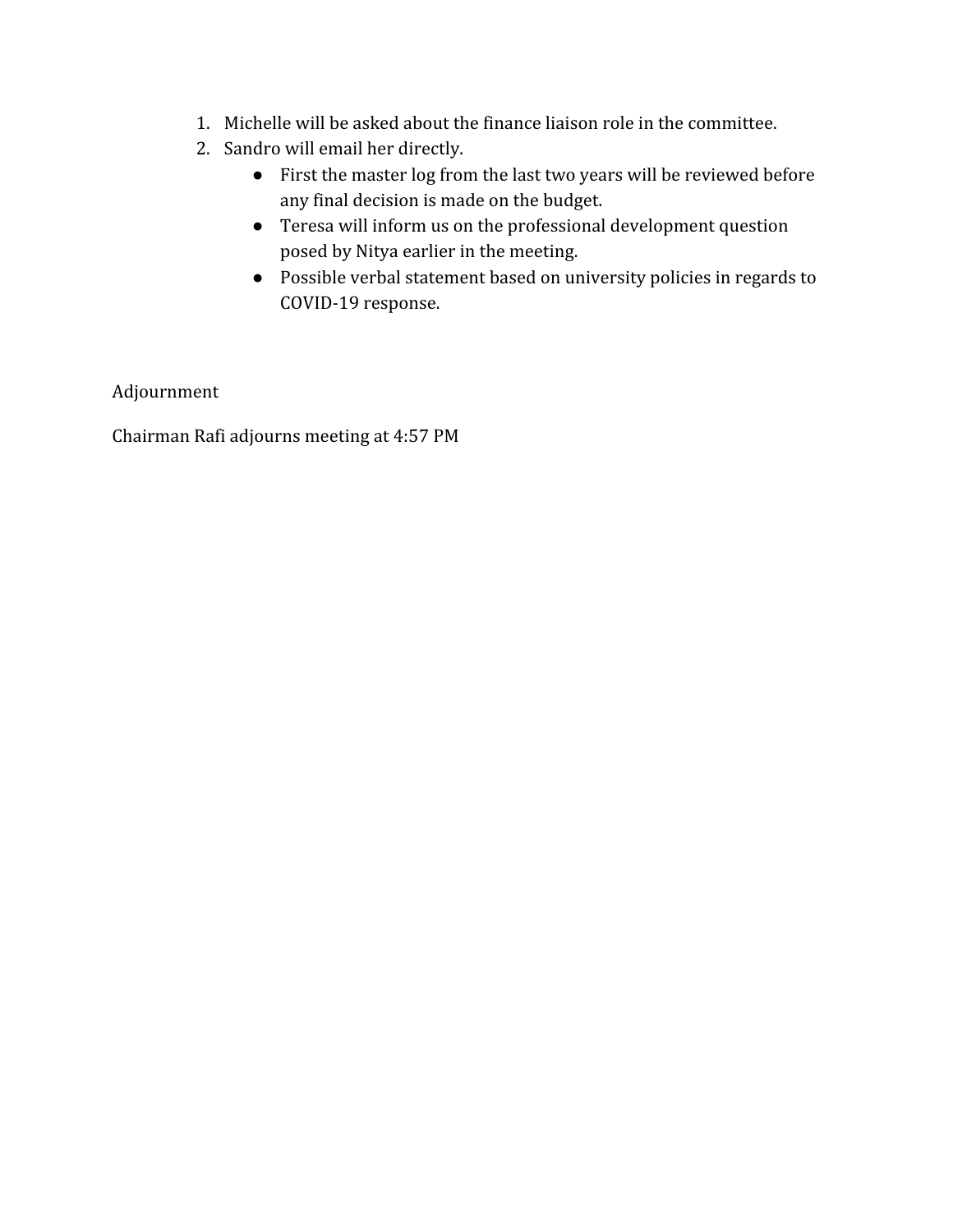1. Michelle will be asked about the finance liaison role in the committee.
2. Sandro will email her directly.
    - First the master log from the last two years will be reviewed before any final decision is made on the budget.
    - Teresa will inform us on the professional development question posed by Nitya earlier in the meeting.
    - Possible verbal statement based on university policies in regards to COVID-19 response.

Adjournment

Chairman Rafi adjourns meeting at 4:57 PM